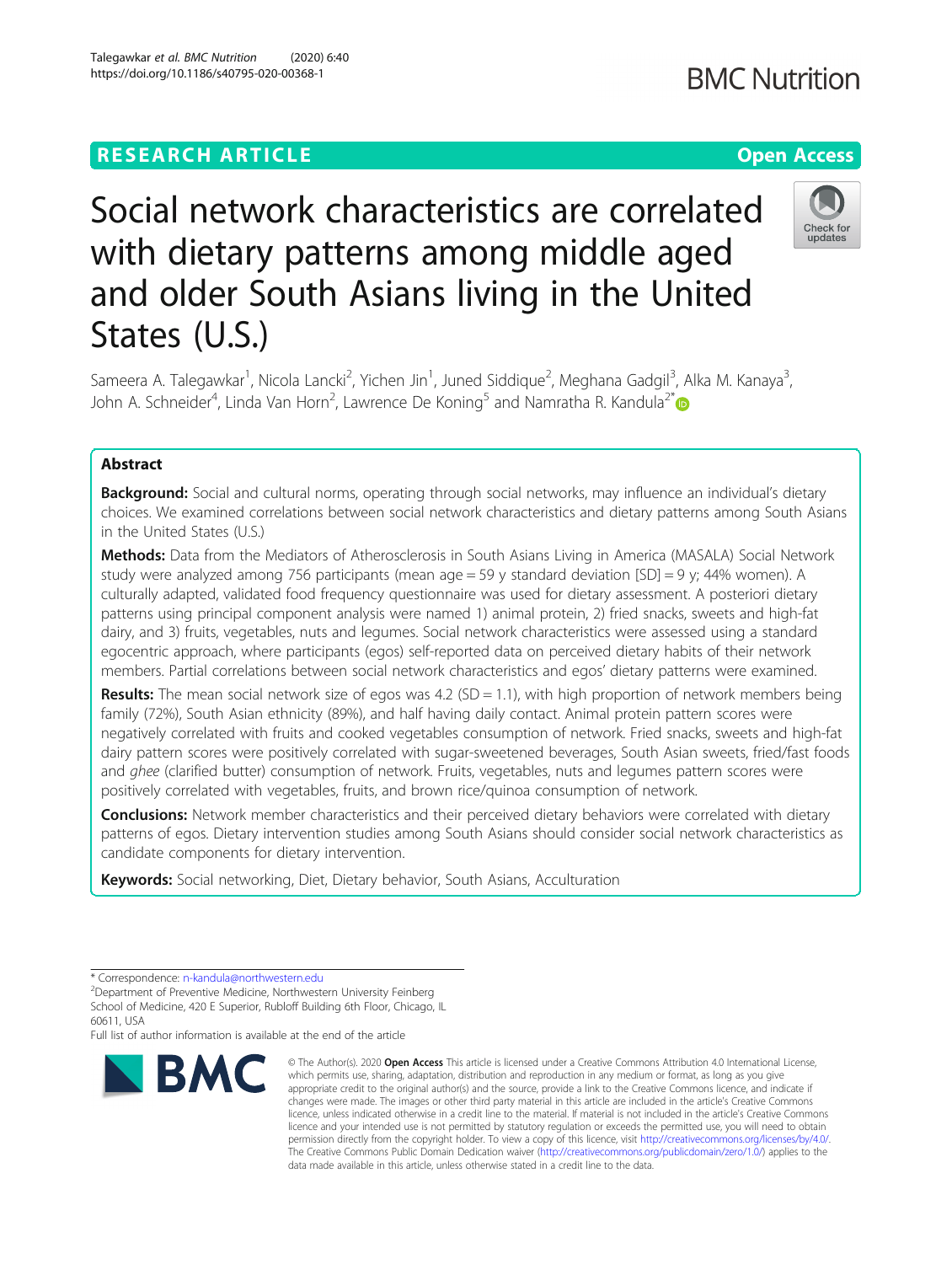RESEARCH ARTICLE

Open Access

# Social network characteristics are correlated with dietary patterns among middle aged and older South Asians living in the United States (U.S.)

Sameera A. Talegawkar[1], Nicola Lancki[2], Yichen Jin[1], Juned Siddique[2], Meghana Gadgil[3], Alka M. Kanaya[3], John A. Schneider[4], Linda Van Horn[2], Lawrence De Koning[5] and Namratha R. Kandula[2*]

## Abstract

**Background:** Social and cultural norms, operating through social networks, may influence an individual's dietary choices. We examined correlations between social network characteristics and dietary patterns among South Asians in the United States (U.S.)

**Methods:** Data from the Mediators of Atherosclerosis in South Asians Living in America (MASALA) Social Network study were analyzed among 756 participants (mean age = 59 y standard deviation [SD] = 9 y; 44% women). A culturally adapted, validated food frequency questionnaire was used for dietary assessment. A posteriori dietary patterns using principal component analysis were named 1) animal protein, 2) fried snacks, sweets and high-fat dairy, and 3) fruits, vegetables, nuts and legumes. Social network characteristics were assessed using a standard egocentric approach, where participants (egos) self-reported data on perceived dietary habits of their network members. Partial correlations between social network characteristics and egos' dietary patterns were examined.

**Results:** The mean social network size of egos was 4.2 (SD = 1.1), with high proportion of network members being family (72%), South Asian ethnicity (89%), and half having daily contact. Animal protein pattern scores were negatively correlated with fruits and cooked vegetables consumption of network. Fried snacks, sweets and high-fat dairy pattern scores were positively correlated with sugar-sweetened beverages, South Asian sweets, fried/fast foods and *ghee* (clarified butter) consumption of network. Fruits, vegetables, nuts and legumes pattern scores were positively correlated with vegetables, fruits, and brown rice/quinoa consumption of network.

**Conclusions:** Network member characteristics and their perceived dietary behaviors were correlated with dietary patterns of egos. Dietary intervention studies among South Asians should consider social network characteristics as candidate components for dietary intervention.

**Keywords:** Social networking, Diet, Dietary behavior, South Asians, Acculturation

---

\* Correspondence: n-kandula@northwestern.edu
[2]Department of Preventive Medicine, Northwestern University Feinberg School of Medicine, 420 E Superior, Rubloff Building 6th Floor, Chicago, IL 60611, USA
Full list of author information is available at the end of the article

© The Author(s). 2020 **Open Access** This article is licensed under a Creative Commons Attribution 4.0 International License, which permits use, sharing, adaptation, distribution and reproduction in any medium or format, as long as you give appropriate credit to the original author(s) and the source, provide a link to the Creative Commons licence, and indicate if changes were made. The images or other third party material in this article are included in the article's Creative Commons licence, unless indicated otherwise in a credit line to the material. If material is not included in the article's Creative Commons licence and your intended use is not permitted by statutory regulation or exceeds the permitted use, you will need to obtain permission directly from the copyright holder. To view a copy of this licence, visit http://creativecommons.org/licenses/by/4.0/. The Creative Commons Public Domain Dedication waiver (http://creativecommons.org/publicdomain/zero/1.0/) applies to the data made available in this article, unless otherwise stated in a credit line to the data.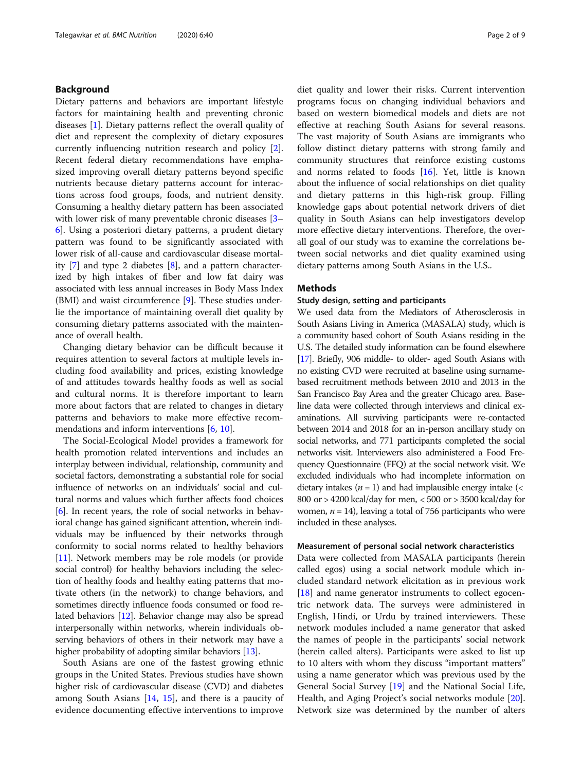## Background

Dietary patterns and behaviors are important lifestyle factors for maintaining health and preventing chronic diseases [1]. Dietary patterns reflect the overall quality of diet and represent the complexity of dietary exposures currently influencing nutrition research and policy [2]. Recent federal dietary recommendations have emphasized improving overall dietary patterns beyond specific nutrients because dietary patterns account for interactions across food groups, foods, and nutrient density. Consuming a healthy dietary pattern has been associated with lower risk of many preventable chronic diseases [3–6]. Using a posteriori dietary patterns, a prudent dietary pattern was found to be significantly associated with lower risk of all-cause and cardiovascular disease mortality [7] and type 2 diabetes [8], and a pattern characterized by high intakes of fiber and low fat dairy was associated with less annual increases in Body Mass Index (BMI) and waist circumference [9]. These studies underlie the importance of maintaining overall diet quality by consuming dietary patterns associated with the maintenance of overall health.

Changing dietary behavior can be difficult because it requires attention to several factors at multiple levels including food availability and prices, existing knowledge of and attitudes towards healthy foods as well as social and cultural norms. It is therefore important to learn more about factors that are related to changes in dietary patterns and behaviors to make more effective recommendations and inform interventions [6, 10].

The Social-Ecological Model provides a framework for health promotion related interventions and includes an interplay between individual, relationship, community and societal factors, demonstrating a substantial role for social influence of networks on an individuals' social and cultural norms and values which further affects food choices [6]. In recent years, the role of social networks in behavioral change has gained significant attention, wherein individuals may be influenced by their networks through conformity to social norms related to healthy behaviors [11]. Network members may be role models (or provide social control) for healthy behaviors including the selection of healthy foods and healthy eating patterns that motivate others (in the network) to change behaviors, and sometimes directly influence foods consumed or food related behaviors [12]. Behavior change may also be spread interpersonally within networks, wherein individuals observing behaviors of others in their network may have a higher probability of adopting similar behaviors [13].

South Asians are one of the fastest growing ethnic groups in the United States. Previous studies have shown higher risk of cardiovascular disease (CVD) and diabetes among South Asians [14, 15], and there is a paucity of evidence documenting effective interventions to improve diet quality and lower their risks. Current intervention programs focus on changing individual behaviors and based on western biomedical models and diets are not effective at reaching South Asians for several reasons. The vast majority of South Asians are immigrants who follow distinct dietary patterns with strong family and community structures that reinforce existing customs and norms related to foods [16]. Yet, little is known about the influence of social relationships on diet quality and dietary patterns in this high-risk group. Filling knowledge gaps about potential network drivers of diet quality in South Asians can help investigators develop more effective dietary interventions. Therefore, the overall goal of our study was to examine the correlations between social networks and diet quality examined using dietary patterns among South Asians in the U.S..

## Methods

### Study design, setting and participants

We used data from the Mediators of Atherosclerosis in South Asians Living in America (MASALA) study, which is a community based cohort of South Asians residing in the U.S. The detailed study information can be found elsewhere [17]. Briefly, 906 middle- to older- aged South Asians with no existing CVD were recruited at baseline using surname-based recruitment methods between 2010 and 2013 in the San Francisco Bay Area and the greater Chicago area. Baseline data were collected through interviews and clinical examinations. All surviving participants were re-contacted between 2014 and 2018 for an in-person ancillary study on social networks, and 771 participants completed the social networks visit. Interviewers also administered a Food Frequency Questionnaire (FFQ) at the social network visit. We excluded individuals who had incomplete information on dietary intakes ($n = 1$) and had implausible energy intake (< 800 or > 4200 kcal/day for men, < 500 or > 3500 kcal/day for women, $n = 14$), leaving a total of 756 participants who were included in these analyses.

### Measurement of personal social network characteristics

Data were collected from MASALA participants (herein called egos) using a social network module which included standard network elicitation as in previous work [18] and name generator instruments to collect egocentric network data. The surveys were administered in English, Hindi, or Urdu by trained interviewers. These network modules included a name generator that asked the names of people in the participants' social network (herein called alters). Participants were asked to list up to 10 alters with whom they discuss "important matters" using a name generator which was previous used by the General Social Survey [19] and the National Social Life, Health, and Aging Project's social networks module [20]. Network size was determined by the number of alters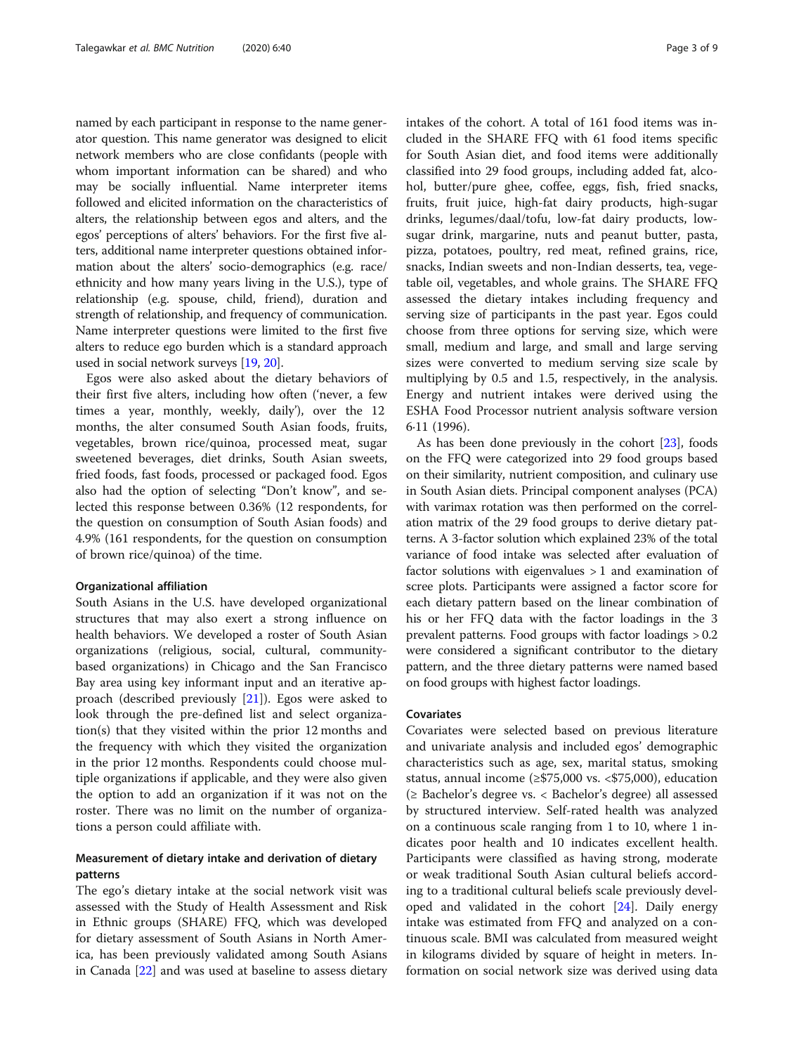named by each participant in response to the name generator question. This name generator was designed to elicit network members who are close confidants (people with whom important information can be shared) and who may be socially influential. Name interpreter items followed and elicited information on the characteristics of alters, the relationship between egos and alters, and the egos' perceptions of alters' behaviors. For the first five alters, additional name interpreter questions obtained information about the alters' socio-demographics (e.g. race/ethnicity and how many years living in the U.S.), type of relationship (e.g. spouse, child, friend), duration and strength of relationship, and frequency of communication. Name interpreter questions were limited to the first five alters to reduce ego burden which is a standard approach used in social network surveys [19, 20].

Egos were also asked about the dietary behaviors of their first five alters, including how often ('never, a few times a year, monthly, weekly, daily'), over the 12 months, the alter consumed South Asian foods, fruits, vegetables, brown rice/quinoa, processed meat, sugar sweetened beverages, diet drinks, South Asian sweets, fried foods, fast foods, processed or packaged food. Egos also had the option of selecting "Don't know", and selected this response between 0.36% (12 respondents, for the question on consumption of South Asian foods) and 4.9% (161 respondents, for the question on consumption of brown rice/quinoa) of the time.

#### Organizational affiliation

South Asians in the U.S. have developed organizational structures that may also exert a strong influence on health behaviors. We developed a roster of South Asian organizations (religious, social, cultural, community-based organizations) in Chicago and the San Francisco Bay area using key informant input and an iterative approach (described previously [21]). Egos were asked to look through the pre-defined list and select organization(s) that they visited within the prior 12 months and the frequency with which they visited the organization in the prior 12 months. Respondents could choose multiple organizations if applicable, and they were also given the option to add an organization if it was not on the roster. There was no limit on the number of organizations a person could affiliate with.

#### Measurement of dietary intake and derivation of dietary patterns

The ego's dietary intake at the social network visit was assessed with the Study of Health Assessment and Risk in Ethnic groups (SHARE) FFQ, which was developed for dietary assessment of South Asians in North America, has been previously validated among South Asians in Canada [22] and was used at baseline to assess dietary intakes of the cohort. A total of 161 food items was included in the SHARE FFQ with 61 food items specific for South Asian diet, and food items were additionally classified into 29 food groups, including added fat, alcohol, butter/pure ghee, coffee, eggs, fish, fried snacks, fruits, fruit juice, high-fat dairy products, high-sugar drinks, legumes/daal/tofu, low-fat dairy products, low-sugar drink, margarine, nuts and peanut butter, pasta, pizza, potatoes, poultry, red meat, refined grains, rice, snacks, Indian sweets and non-Indian desserts, tea, vegetable oil, vegetables, and whole grains. The SHARE FFQ assessed the dietary intakes including frequency and serving size of participants in the past year. Egos could choose from three options for serving size, which were small, medium and large, and small and large serving sizes were converted to medium serving size scale by multiplying by 0.5 and 1.5, respectively, in the analysis. Energy and nutrient intakes were derived using the ESHA Food Processor nutrient analysis software version 6·11 (1996).

As has been done previously in the cohort [23], foods on the FFQ were categorized into 29 food groups based on their similarity, nutrient composition, and culinary use in South Asian diets. Principal component analyses (PCA) with varimax rotation was then performed on the correlation matrix of the 29 food groups to derive dietary patterns. A 3-factor solution which explained 23% of the total variance of food intake was selected after evaluation of factor solutions with eigenvalues > 1 and examination of scree plots. Participants were assigned a factor score for each dietary pattern based on the linear combination of his or her FFQ data with the factor loadings in the 3 prevalent patterns. Food groups with factor loadings > 0.2 were considered a significant contributor to the dietary pattern, and the three dietary patterns were named based on food groups with highest factor loadings.

#### Covariates

Covariates were selected based on previous literature and univariate analysis and included egos' demographic characteristics such as age, sex, marital status, smoking status, annual income (≥$75,000 vs. <$75,000), education (≥ Bachelor's degree vs. < Bachelor's degree) all assessed by structured interview. Self-rated health was analyzed on a continuous scale ranging from 1 to 10, where 1 indicates poor health and 10 indicates excellent health. Participants were classified as having strong, moderate or weak traditional South Asian cultural beliefs according to a traditional cultural beliefs scale previously developed and validated in the cohort [24]. Daily energy intake was estimated from FFQ and analyzed on a continuous scale. BMI was calculated from measured weight in kilograms divided by square of height in meters. Information on social network size was derived using data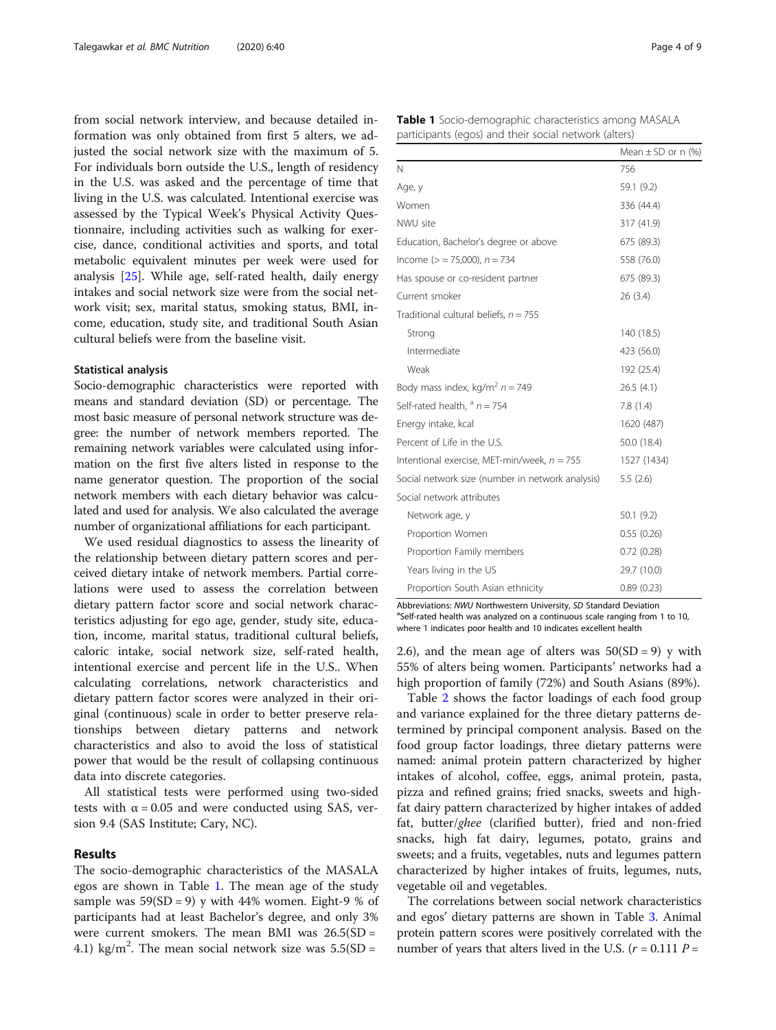from social network interview, and because detailed information was only obtained from first 5 alters, we adjusted the social network size with the maximum of 5. For individuals born outside the U.S., length of residency in the U.S. was asked and the percentage of time that living in the U.S. was calculated. Intentional exercise was assessed by the Typical Week's Physical Activity Questionnaire, including activities such as walking for exercise, dance, conditional activities and sports, and total metabolic equivalent minutes per week were used for analysis [25]. While age, self-rated health, daily energy intakes and social network size were from the social network visit; sex, marital status, smoking status, BMI, income, education, study site, and traditional South Asian cultural beliefs were from the baseline visit.

### Statistical analysis

Socio-demographic characteristics were reported with means and standard deviation (SD) or percentage. The most basic measure of personal network structure was degree: the number of network members reported. The remaining network variables were calculated using information on the first five alters listed in response to the name generator question. The proportion of the social network members with each dietary behavior was calculated and used for analysis. We also calculated the average number of organizational affiliations for each participant.

We used residual diagnostics to assess the linearity of the relationship between dietary pattern scores and perceived dietary intake of network members. Partial correlations were used to assess the correlation between dietary pattern factor score and social network characteristics adjusting for ego age, gender, study site, education, income, marital status, traditional cultural beliefs, caloric intake, social network size, self-rated health, intentional exercise and percent life in the U.S.. When calculating correlations, network characteristics and dietary pattern factor scores were analyzed in their original (continuous) scale in order to better preserve relationships between dietary patterns and network characteristics and also to avoid the loss of statistical power that would be the result of collapsing continuous data into discrete categories.

All statistical tests were performed using two-sided tests with $\alpha = 0.05$ and were conducted using SAS, version 9.4 (SAS Institute; Cary, NC).

## Results

The socio-demographic characteristics of the MASALA egos are shown in Table 1. The mean age of the study sample was $59(\text{SD} = 9)$ y with 44% women. Eight-9 % of participants had at least Bachelor's degree, and only 3% were current smokers. The mean BMI was $26.5(\text{SD} = 4.1)$ kg/m$^2$. The mean social network size was $5.5(\text{SD} = 2.6)$, and the mean age of alters was $50(\text{SD} = 9)$ y with 55% of alters being women. Participants' networks had a high proportion of family (72%) and South Asians (89%).

**Table 1** Socio-demographic characteristics among MASALA participants (egos) and their social network (alters)

| | Mean ± SD or n (%) |
|---|---|
| N | 756 |
| Age, y | 59.1 (9.2) |
| Women | 336 (44.4) |
| NWU site | 317 (41.9) |
| Education, Bachelor's degree or above | 675 (89.3) |
| Income (> = 75,000), n = 734 | 558 (76.0) |
| Has spouse or co-resident partner | 675 (89.3) |
| Current smoker | 26 (3.4) |
| Traditional cultural beliefs, n = 755 | |
| Strong | 140 (18.5) |
| Intermediate | 423 (56.0) |
| Weak | 192 (25.4) |
| Body mass index, kg/m$^2$ n = 749 | 26.5 (4.1) |
| Self-rated health, [a] n = 754 | 7.8 (1.4) |
| Energy intake, kcal | 1620 (487) |
| Percent of Life in the U.S. | 50.0 (18.4) |
| Intentional exercise, MET-min/week, n = 755 | 1527 (1434) |
| Social network size (number in network analysis) | 5.5 (2.6) |
| Social network attributes | |
| Network age, y | 50.1 (9.2) |
| Proportion Women | 0.55 (0.26) |
| Proportion Family members | 0.72 (0.28) |
| Years living in the US | 29.7 (10.0) |
| Proportion South Asian ethnicity | 0.89 (0.23) |

Abbreviations: *NWU* Northwestern University, *SD* Standard Deviation
[a]Self-rated health was analyzed on a continuous scale ranging from 1 to 10, where 1 indicates poor health and 10 indicates excellent health

Table 2 shows the factor loadings of each food group and variance explained for the three dietary patterns determined by principal component analysis. Based on the food group factor loadings, three dietary patterns were named: animal protein pattern characterized by higher intakes of alcohol, coffee, eggs, animal protein, pasta, pizza and refined grains; fried snacks, sweets and high-fat dairy pattern characterized by higher intakes of added fat, butter/*ghee* (clarified butter), fried and non-fried snacks, high fat dairy, legumes, potato, grains and sweets; and a fruits, vegetables, nuts and legumes pattern characterized by higher intakes of fruits, legumes, nuts, vegetable oil and vegetables.

The correlations between social network characteristics and egos' dietary patterns are shown in Table 3. Animal protein pattern scores were positively correlated with the number of years that alters lived in the U.S. ($r = 0.111$ $P =$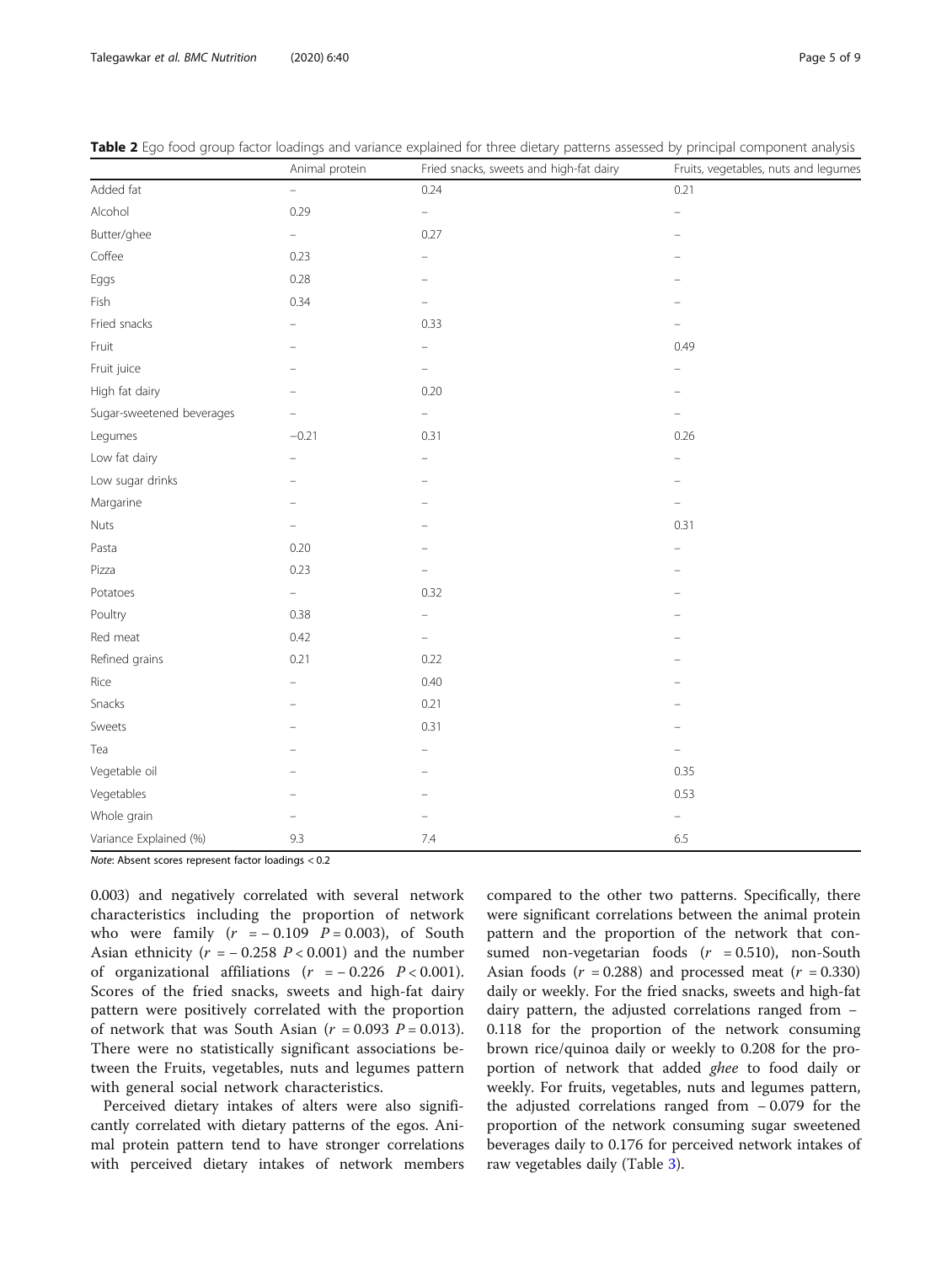**Table 2** Ego food group factor loadings and variance explained for three dietary patterns assessed by principal component analysis

| | Animal protein | Fried snacks, sweets and high-fat dairy | Fruits, vegetables, nuts and legumes |
|---|---|---|---|
| Added fat | – | 0.24 | 0.21 |
| Alcohol | 0.29 | – | – |
| Butter/ghee | – | 0.27 | – |
| Coffee | 0.23 | – | – |
| Eggs | 0.28 | – | – |
| Fish | 0.34 | – | – |
| Fried snacks | – | 0.33 | – |
| Fruit | – | – | 0.49 |
| Fruit juice | – | – | – |
| High fat dairy | – | 0.20 | – |
| Sugar-sweetened beverages | – | – | – |
| Legumes | −0.21 | 0.31 | 0.26 |
| Low fat dairy | – | – | – |
| Low sugar drinks | – | – | – |
| Margarine | – | – | – |
| Nuts | – | – | 0.31 |
| Pasta | 0.20 | – | – |
| Pizza | 0.23 | – | – |
| Potatoes | – | 0.32 | – |
| Poultry | 0.38 | – | – |
| Red meat | 0.42 | – | – |
| Refined grains | 0.21 | 0.22 | – |
| Rice | – | 0.40 | – |
| Snacks | – | 0.21 | – |
| Sweets | – | 0.31 | – |
| Tea | – | – | – |
| Vegetable oil | – | – | 0.35 |
| Vegetables | – | – | 0.53 |
| Whole grain | – | – | – |
| Variance Explained (%) | 9.3 | 7.4 | 6.5 |

*Note*: Absent scores represent factor loadings < 0.2

0.003) and negatively correlated with several network characteristics including the proportion of network who were family ($r = -0.109$ $P = 0.003$), of South Asian ethnicity ($r = -0.258$ $P < 0.001$) and the number of organizational affiliations ($r = -0.226$ $P < 0.001$). Scores of the fried snacks, sweets and high-fat dairy pattern were positively correlated with the proportion of network that was South Asian ($r = 0.093$ $P = 0.013$). There were no statistically significant associations between the Fruits, vegetables, nuts and legumes pattern with general social network characteristics.

Perceived dietary intakes of alters were also significantly correlated with dietary patterns of the egos. Animal protein pattern tend to have stronger correlations with perceived dietary intakes of network members compared to the other two patterns. Specifically, there were significant correlations between the animal protein pattern and the proportion of the network that consumed non-vegetarian foods ($r = 0.510$), non-South Asian foods ($r = 0.288$) and processed meat ($r = 0.330$) daily or weekly. For the fried snacks, sweets and high-fat dairy pattern, the adjusted correlations ranged from −0.118 for the proportion of the network consuming brown rice/quinoa daily or weekly to 0.208 for the proportion of network that added *ghee* to food daily or weekly. For fruits, vegetables, nuts and legumes pattern, the adjusted correlations ranged from −0.079 for the proportion of the network consuming sugar sweetened beverages daily to 0.176 for perceived network intakes of raw vegetables daily (Table 3).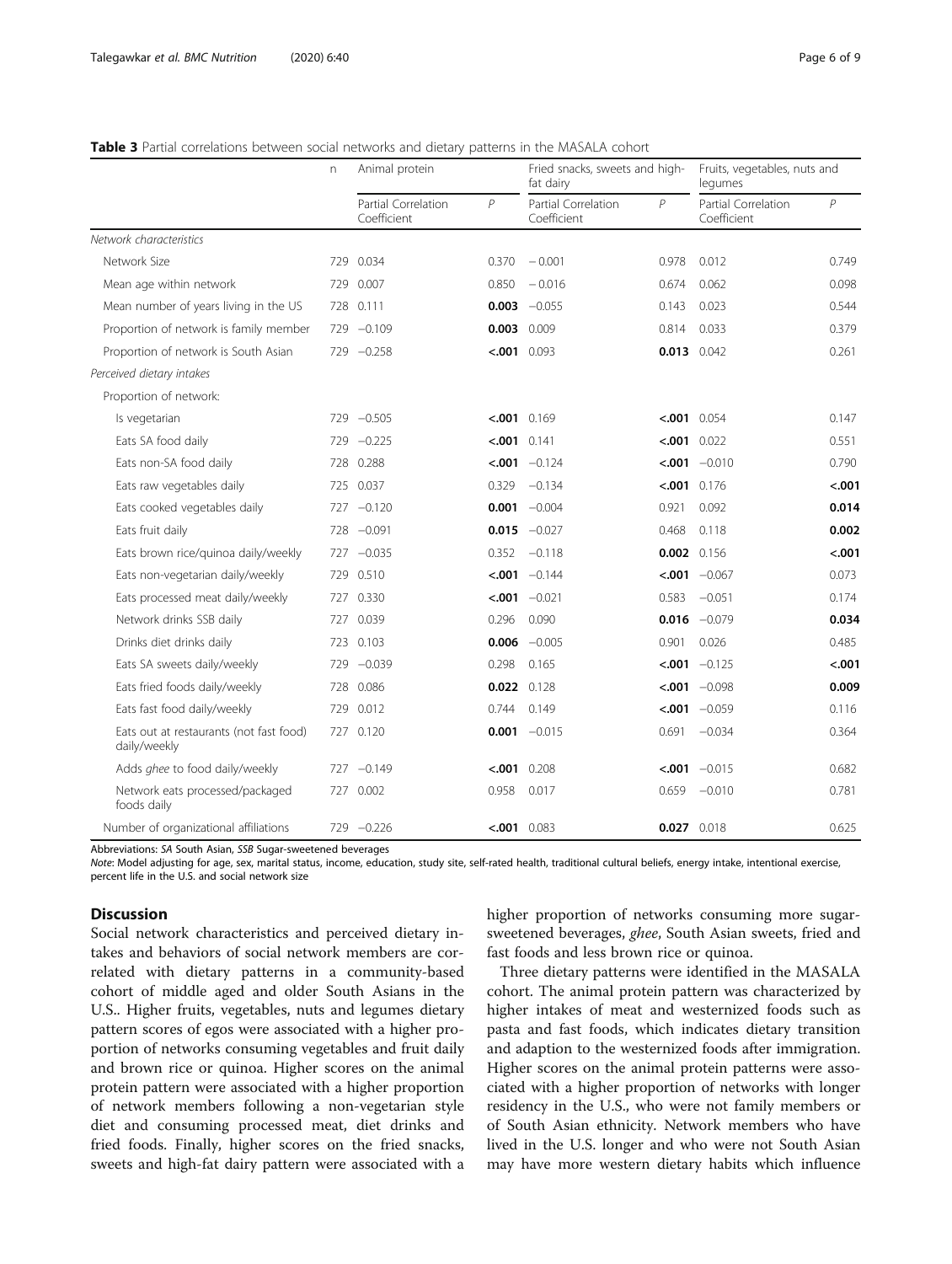**Table 3** Partial correlations between social networks and dietary patterns in the MASALA cohort

| | n | Animal protein | | Fried snacks, sweets and high-fat dairy | | Fruits, vegetables, nuts and legumes | |
|---|---|---|---|---|---|---|---|
| | | Partial Correlation Coefficient | *P* | Partial Correlation Coefficient | *P* | Partial Correlation Coefficient | *P* |
| *Network characteristics* | | | | | | | |
| Network Size | 729 | 0.034 | 0.370 | − 0.001 | 0.978 | 0.012 | 0.749 |
| Mean age within network | 729 | 0.007 | 0.850 | − 0.016 | 0.674 | 0.062 | 0.098 |
| Mean number of years living in the US | 728 | 0.111 | **0.003** | −0.055 | 0.143 | 0.023 | 0.544 |
| Proportion of network is family member | 729 | −0.109 | **0.003** | 0.009 | 0.814 | 0.033 | 0.379 |
| Proportion of network is South Asian | 729 | −0.258 | **<.001** | 0.093 | **0.013** | 0.042 | 0.261 |
| *Perceived dietary intakes* | | | | | | | |
| Proportion of network: | | | | | | | |
| Is vegetarian | 729 | −0.505 | **<.001** | 0.169 | **<.001** | 0.054 | 0.147 |
| Eats SA food daily | 729 | −0.225 | **<.001** | 0.141 | **<.001** | 0.022 | 0.551 |
| Eats non-SA food daily | 728 | 0.288 | **<.001** | −0.124 | **<.001** | −0.010 | 0.790 |
| Eats raw vegetables daily | 725 | 0.037 | 0.329 | −0.134 | **<.001** | 0.176 | **<.001** |
| Eats cooked vegetables daily | 727 | −0.120 | **0.001** | −0.004 | 0.921 | 0.092 | **0.014** |
| Eats fruit daily | 728 | −0.091 | **0.015** | −0.027 | 0.468 | 0.118 | **0.002** |
| Eats brown rice/quinoa daily/weekly | 727 | −0.035 | 0.352 | −0.118 | **0.002** | 0.156 | **<.001** |
| Eats non-vegetarian daily/weekly | 729 | 0.510 | **<.001** | −0.144 | **<.001** | −0.067 | 0.073 |
| Eats processed meat daily/weekly | 727 | 0.330 | **<.001** | −0.021 | 0.583 | −0.051 | 0.174 |
| Network drinks SSB daily | 727 | 0.039 | 0.296 | 0.090 | **0.016** | −0.079 | **0.034** |
| Drinks diet drinks daily | 723 | 0.103 | **0.006** | −0.005 | 0.901 | 0.026 | 0.485 |
| Eats SA sweets daily/weekly | 729 | −0.039 | 0.298 | 0.165 | **<.001** | −0.125 | **<.001** |
| Eats fried foods daily/weekly | 728 | 0.086 | **0.022** | 0.128 | **<.001** | −0.098 | **0.009** |
| Eats fast food daily/weekly | 729 | 0.012 | 0.744 | 0.149 | **<.001** | −0.059 | 0.116 |
| Eats out at restaurants (not fast food) daily/weekly | 727 | 0.120 | **0.001** | −0.015 | 0.691 | −0.034 | 0.364 |
| Adds *ghee* to food daily/weekly | 727 | −0.149 | **<.001** | 0.208 | **<.001** | −0.015 | 0.682 |
| Network eats processed/packaged foods daily | 727 | 0.002 | 0.958 | 0.017 | 0.659 | −0.010 | 0.781 |
| Number of organizational affiliations | 729 | −0.226 | **<.001** | 0.083 | **0.027** | 0.018 | 0.625 |

Abbreviations: *SA* South Asian, *SSB* Sugar-sweetened beverages

*Note*: Model adjusting for age, sex, marital status, income, education, study site, self-rated health, traditional cultural beliefs, energy intake, intentional exercise, percent life in the U.S. and social network size

## Discussion

Social network characteristics and perceived dietary intakes and behaviors of social network members are correlated with dietary patterns in a community-based cohort of middle aged and older South Asians in the U.S.. Higher fruits, vegetables, nuts and legumes dietary pattern scores of egos were associated with a higher proportion of networks consuming vegetables and fruit daily and brown rice or quinoa. Higher scores on the animal protein pattern were associated with a higher proportion of network members following a non-vegetarian style diet and consuming processed meat, diet drinks and fried foods. Finally, higher scores on the fried snacks, sweets and high-fat dairy pattern were associated with a higher proportion of networks consuming more sugar-sweetened beverages, *ghee*, South Asian sweets, fried and fast foods and less brown rice or quinoa.

Three dietary patterns were identified in the MASALA cohort. The animal protein pattern was characterized by higher intakes of meat and westernized foods such as pasta and fast foods, which indicates dietary transition and adaption to the westernized foods after immigration. Higher scores on the animal protein patterns were associated with a higher proportion of networks with longer residency in the U.S., who were not family members or of South Asian ethnicity. Network members who have lived in the U.S. longer and who were not South Asian may have more western dietary habits which influence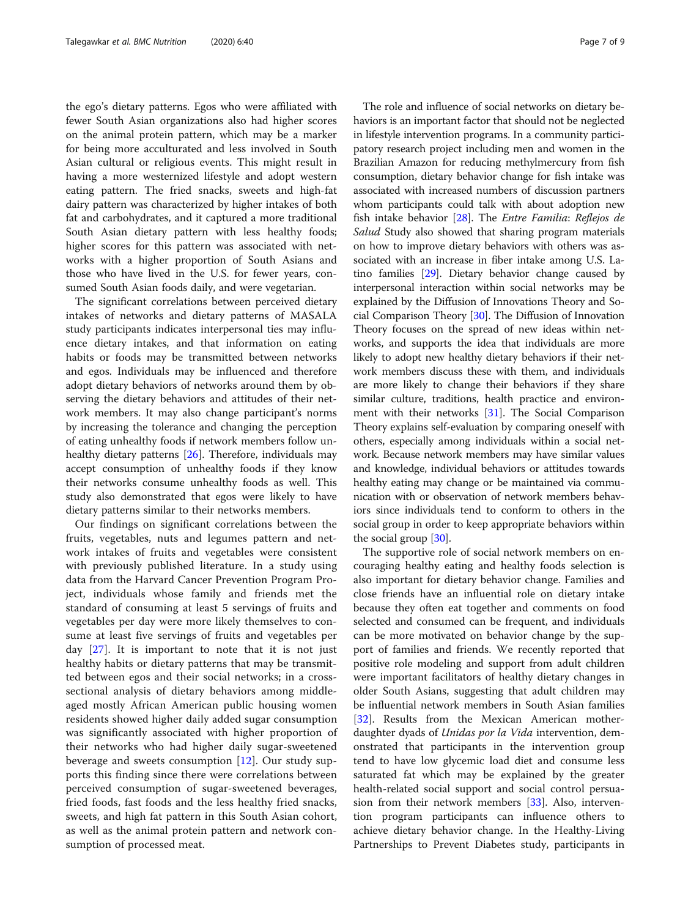the ego's dietary patterns. Egos who were affiliated with fewer South Asian organizations also had higher scores on the animal protein pattern, which may be a marker for being more acculturated and less involved in South Asian cultural or religious events. This might result in having a more westernized lifestyle and adopt western eating pattern. The fried snacks, sweets and high-fat dairy pattern was characterized by higher intakes of both fat and carbohydrates, and it captured a more traditional South Asian dietary pattern with less healthy foods; higher scores for this pattern was associated with networks with a higher proportion of South Asians and those who have lived in the U.S. for fewer years, consumed South Asian foods daily, and were vegetarian.

The significant correlations between perceived dietary intakes of networks and dietary patterns of MASALA study participants indicates interpersonal ties may influence dietary intakes, and that information on eating habits or foods may be transmitted between networks and egos. Individuals may be influenced and therefore adopt dietary behaviors of networks around them by observing the dietary behaviors and attitudes of their network members. It may also change participant's norms by increasing the tolerance and changing the perception of eating unhealthy foods if network members follow unhealthy dietary patterns [26]. Therefore, individuals may accept consumption of unhealthy foods if they know their networks consume unhealthy foods as well. This study also demonstrated that egos were likely to have dietary patterns similar to their networks members.

Our findings on significant correlations between the fruits, vegetables, nuts and legumes pattern and network intakes of fruits and vegetables were consistent with previously published literature. In a study using data from the Harvard Cancer Prevention Program Project, individuals whose family and friends met the standard of consuming at least 5 servings of fruits and vegetables per day were more likely themselves to consume at least five servings of fruits and vegetables per day [27]. It is important to note that it is not just healthy habits or dietary patterns that may be transmitted between egos and their social networks; in a cross-sectional analysis of dietary behaviors among middle-aged mostly African American public housing women residents showed higher daily added sugar consumption was significantly associated with higher proportion of their networks who had higher daily sugar-sweetened beverage and sweets consumption [12]. Our study supports this finding since there were correlations between perceived consumption of sugar-sweetened beverages, fried foods, fast foods and the less healthy fried snacks, sweets, and high fat pattern in this South Asian cohort, as well as the animal protein pattern and network consumption of processed meat.

The role and influence of social networks on dietary behaviors is an important factor that should not be neglected in lifestyle intervention programs. In a community participatory research project including men and women in the Brazilian Amazon for reducing methylmercury from fish consumption, dietary behavior change for fish intake was associated with increased numbers of discussion partners whom participants could talk with about adoption new fish intake behavior [28]. The *Entre Familia*: *Reflejos de Salud* Study also showed that sharing program materials on how to improve dietary behaviors with others was associated with an increase in fiber intake among U.S. Latino families [29]. Dietary behavior change caused by interpersonal interaction within social networks may be explained by the Diffusion of Innovations Theory and Social Comparison Theory [30]. The Diffusion of Innovation Theory focuses on the spread of new ideas within networks, and supports the idea that individuals are more likely to adopt new healthy dietary behaviors if their network members discuss these with them, and individuals are more likely to change their behaviors if they share similar culture, traditions, health practice and environment with their networks [31]. The Social Comparison Theory explains self-evaluation by comparing oneself with others, especially among individuals within a social network. Because network members may have similar values and knowledge, individual behaviors or attitudes towards healthy eating may change or be maintained via communication with or observation of network members behaviors since individuals tend to conform to others in the social group in order to keep appropriate behaviors within the social group [30].

The supportive role of social network members on encouraging healthy eating and healthy foods selection is also important for dietary behavior change. Families and close friends have an influential role on dietary intake because they often eat together and comments on food selected and consumed can be frequent, and individuals can be more motivated on behavior change by the support of families and friends. We recently reported that positive role modeling and support from adult children were important facilitators of healthy dietary changes in older South Asians, suggesting that adult children may be influential network members in South Asian families [32]. Results from the Mexican American mother-daughter dyads of *Unidas por la Vida* intervention, demonstrated that participants in the intervention group tend to have low glycemic load diet and consume less saturated fat which may be explained by the greater health-related social support and social control persuasion from their network members [33]. Also, intervention program participants can influence others to achieve dietary behavior change. In the Healthy-Living Partnerships to Prevent Diabetes study, participants in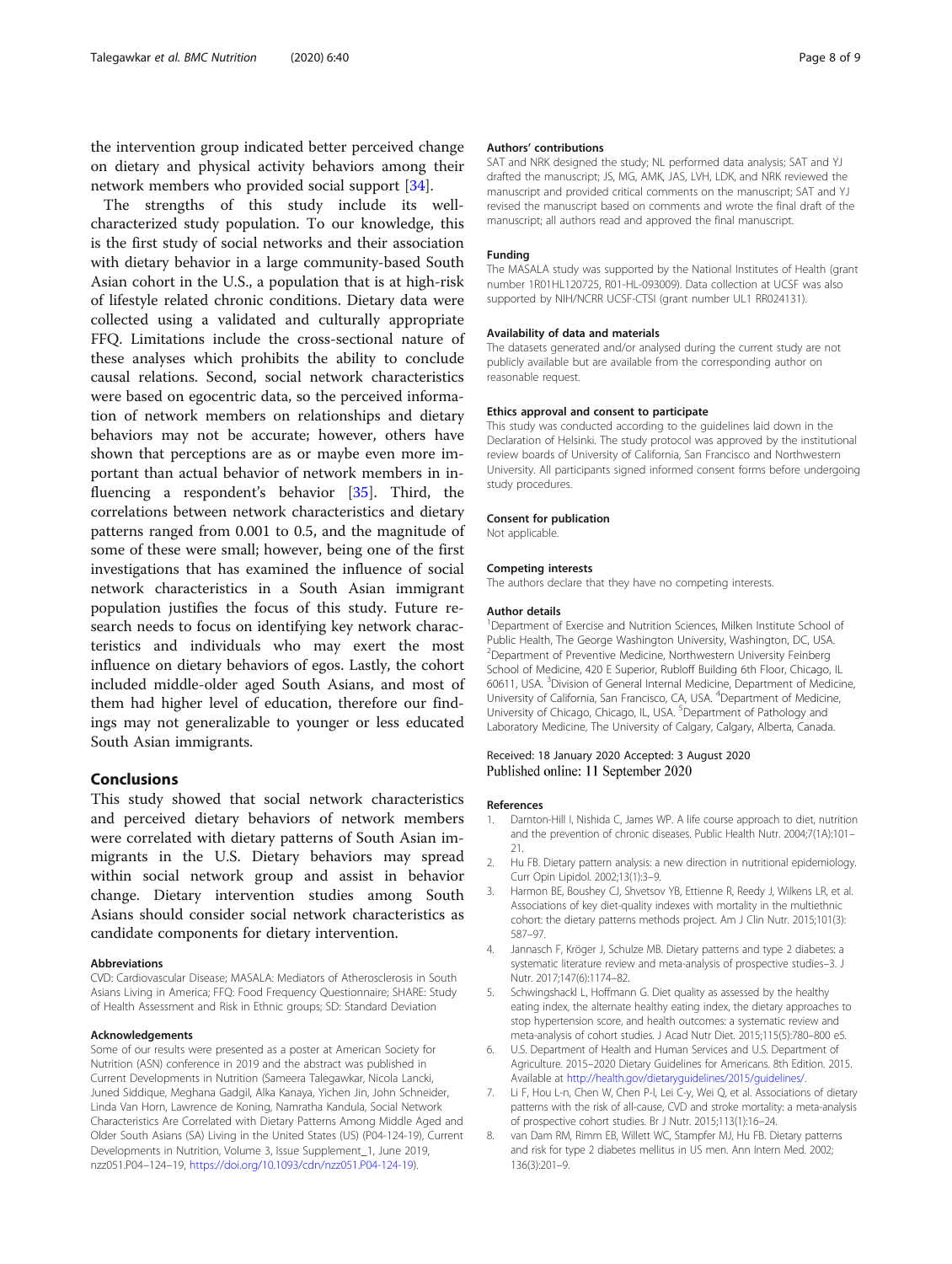the intervention group indicated better perceived change on dietary and physical activity behaviors among their network members who provided social support [34].

The strengths of this study include its well-characterized study population. To our knowledge, this is the first study of social networks and their association with dietary behavior in a large community-based South Asian cohort in the U.S., a population that is at high-risk of lifestyle related chronic conditions. Dietary data were collected using a validated and culturally appropriate FFQ. Limitations include the cross-sectional nature of these analyses which prohibits the ability to conclude causal relations. Second, social network characteristics were based on egocentric data, so the perceived information of network members on relationships and dietary behaviors may not be accurate; however, others have shown that perceptions are as or maybe even more important than actual behavior of network members in influencing a respondent's behavior [35]. Third, the correlations between network characteristics and dietary patterns ranged from 0.001 to 0.5, and the magnitude of some of these were small; however, being one of the first investigations that has examined the influence of social network characteristics in a South Asian immigrant population justifies the focus of this study. Future research needs to focus on identifying key network characteristics and individuals who may exert the most influence on dietary behaviors of egos. Lastly, the cohort included middle-older aged South Asians, and most of them had higher level of education, therefore our findings may not generalizable to younger or less educated South Asian immigrants.

## Conclusions

This study showed that social network characteristics and perceived dietary behaviors of network members were correlated with dietary patterns of South Asian immigrants in the U.S. Dietary behaviors may spread within social network group and assist in behavior change. Dietary intervention studies among South Asians should consider social network characteristics as candidate components for dietary intervention.

#### Abbreviations

CVD: Cardiovascular Disease; MASALA: Mediators of Atherosclerosis in South Asians Living in America; FFQ: Food Frequency Questionnaire; SHARE: Study of Health Assessment and Risk in Ethnic groups; SD: Standard Deviation

#### Acknowledgements

Some of our results were presented as a poster at American Society for Nutrition (ASN) conference in 2019 and the abstract was published in Current Developments in Nutrition (Sameera Talegawkar, Nicola Lancki, Juned Siddique, Meghana Gadgil, Alka Kanaya, Yichen Jin, John Schneider, Linda Van Horn, Lawrence de Koning, Namratha Kandula, Social Network Characteristics Are Correlated with Dietary Patterns Among Middle Aged and Older South Asians (SA) Living in the United States (US) (P04-124-19), Current Developments in Nutrition, Volume 3, Issue Supplement_1, June 2019, nzz051.P04–124–19, https://doi.org/10.1093/cdn/nzz051.P04-124-19).

#### Authors' contributions

SAT and NRK designed the study; NL performed data analysis; SAT and YJ drafted the manuscript; JS, MG, AMK, JAS, LVH, LDK, and NRK reviewed the manuscript and provided critical comments on the manuscript; SAT and YJ revised the manuscript based on comments and wrote the final draft of the manuscript; all authors read and approved the final manuscript.

#### Funding

The MASALA study was supported by the National Institutes of Health (grant number 1R01HL120725, R01-HL-093009). Data collection at UCSF was also supported by NIH/NCRR UCSF-CTSI (grant number UL1 RR024131).

#### Availability of data and materials

The datasets generated and/or analysed during the current study are not publicly available but are available from the corresponding author on reasonable request.

#### Ethics approval and consent to participate

This study was conducted according to the guidelines laid down in the Declaration of Helsinki. The study protocol was approved by the institutional review boards of University of California, San Francisco and Northwestern University. All participants signed informed consent forms before undergoing study procedures.

#### Consent for publication

Not applicable.

#### Competing interests

The authors declare that they have no competing interests.

#### Author details

[1]Department of Exercise and Nutrition Sciences, Milken Institute School of Public Health, The George Washington University, Washington, DC, USA. [2]Department of Preventive Medicine, Northwestern University Feinberg School of Medicine, 420 E Superior, Rubloff Building 6th Floor, Chicago, IL 60611, USA. [3]Division of General Internal Medicine, Department of Medicine, University of California, San Francisco, CA, USA. [4]Department of Medicine, University of Chicago, Chicago, IL, USA. [5]Department of Pathology and Laboratory Medicine, The University of Calgary, Calgary, Alberta, Canada.

Received: 18 January 2020 Accepted: 3 August 2020
Published online: 11 September 2020

#### References

1. Darnton-Hill I, Nishida C, James WP. A life course approach to diet, nutrition and the prevention of chronic diseases. Public Health Nutr. 2004;7(1A):101–21.
2. Hu FB. Dietary pattern analysis: a new direction in nutritional epidemiology. Curr Opin Lipidol. 2002;13(1):3–9.
3. Harmon BE, Boushey CJ, Shvetsov YB, Ettienne R, Reedy J, Wilkens LR, et al. Associations of key diet-quality indexes with mortality in the multiethnic cohort: the dietary patterns methods project. Am J Clin Nutr. 2015;101(3):587–97.
4. Jannasch F, Kröger J, Schulze MB. Dietary patterns and type 2 diabetes: a systematic literature review and meta-analysis of prospective studies–3. J Nutr. 2017;147(6):1174–82.
5. Schwingshackl L, Hoffmann G. Diet quality as assessed by the healthy eating index, the alternate healthy eating index, the dietary approaches to stop hypertension score, and health outcomes: a systematic review and meta-analysis of cohort studies. J Acad Nutr Diet. 2015;115(5):780–800 e5.
6. U.S. Department of Health and Human Services and U.S. Department of Agriculture. 2015–2020 Dietary Guidelines for Americans. 8th Edition. 2015. Available at http://health.gov/dietaryguidelines/2015/guidelines/.
7. Li F, Hou L-n, Chen W, Chen P-l, Lei C-y, Wei Q, et al. Associations of dietary patterns with the risk of all-cause, CVD and stroke mortality: a meta-analysis of prospective cohort studies. Br J Nutr. 2015;113(1):16–24.
8. van Dam RM, Rimm EB, Willett WC, Stampfer MJ, Hu FB. Dietary patterns and risk for type 2 diabetes mellitus in US men. Ann Intern Med. 2002;136(3):201–9.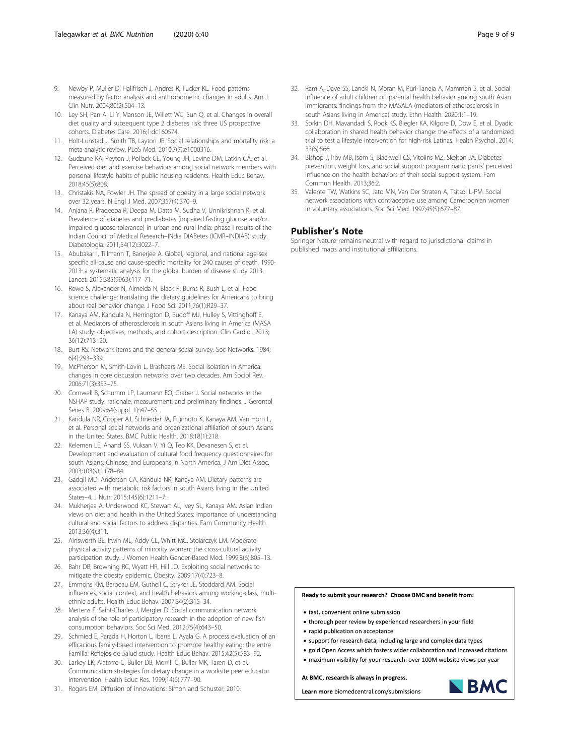9. Newby P, Muller D, Hallfrisch J, Andres R, Tucker KL. Food patterns measured by factor analysis and anthropometric changes in adults. Am J Clin Nutr. 2004;80(2):504–13.
10. Ley SH, Pan A, Li Y, Manson JE, Willett WC, Sun Q, et al. Changes in overall diet quality and subsequent type 2 diabetes risk: three US prospective cohorts. Diabetes Care. 2016;1:dc160574.
11. Holt-Lunstad J, Smith TB, Layton JB. Social relationships and mortality risk: a meta-analytic review. PLoS Med. 2010;7(7):e1000316.
12. Gudzune KA, Peyton J, Pollack CE, Young JH, Levine DM, Latkin CA, et al. Perceived diet and exercise behaviors among social network members with personal lifestyle habits of public housing residents. Health Educ Behav. 2018;45(5):808.
13. Christakis NA, Fowler JH. The spread of obesity in a large social network over 32 years. N Engl J Med. 2007;357(4):370–9.
14. Anjana R, Pradeepa R, Deepa M, Datta M, Sudha V, Unnikrishnan R, et al. Prevalence of diabetes and prediabetes (impaired fasting glucose and/or impaired glucose tolerance) in urban and rural India: phase I results of the Indian Council of Medical Research–INdia DIABetes (ICMR–INDIAB) study. Diabetologia. 2011;54(12):3022–7.
15. Abubakar I, Tillmann T, Banerjee A. Global, regional, and national age-sex specific all-cause and cause-specific mortality for 240 causes of death, 1990-2013: a systematic analysis for the global burden of disease study 2013. Lancet. 2015;385(9963):117–71.
16. Rowe S, Alexander N, Almeida N, Black R, Burns R, Bush L, et al. Food science challenge: translating the dietary guidelines for Americans to bring about real behavior change. J Food Sci. 2011;76(1):R29–37.
17. Kanaya AM, Kandula N, Herrington D, Budoff MJ, Hulley S, Vittinghoff E, et al. Mediators of atherosclerosis in south Asians living in America (MASA LA) study: objectives, methods, and cohort description. Clin Cardiol. 2013; 36(12):713–20.
18. Burt RS. Network items and the general social survey. Soc Networks. 1984; 6(4):293–339.
19. McPherson M, Smith-Lovin L, Brashears ME. Social isolation in America: changes in core discussion networks over two decades. Am Sociol Rev. 2006;71(3):353–75.
20. Cornwell B, Schumm LP, Laumann EO, Graber J. Social networks in the NSHAP study: rationale, measurement, and preliminary findings. J Gerontol Series B. 2009;64(suppl_1):i47–55.
21. Kandula NR, Cooper AJ, Schneider JA, Fujimoto K, Kanaya AM, Van Horn L, et al. Personal social networks and organizational affiliation of south Asians in the United States. BMC Public Health. 2018;18(1):218.
22. Kelemen LE, Anand SS, Vuksan V, Yi Q, Teo KK, Devanesen S, et al. Development and evaluation of cultural food frequency questionnaires for south Asians, Chinese, and Europeans in North America. J Am Diet Assoc. 2003;103(9):1178–84.
23. Gadgil MD, Anderson CA, Kandula NR, Kanaya AM. Dietary patterns are associated with metabolic risk factors in south Asians living in the United States–4. J Nutr. 2015;145(6):1211–7.
24. Mukherjea A, Underwood KC, Stewart AL, Ivey SL, Kanaya AM. Asian Indian views on diet and health in the United States: importance of understanding cultural and social factors to address disparities. Fam Community Health. 2013;36(4):311.
25. Ainsworth BE, Irwin ML, Addy CL, Whitt MC, Stolarczyk LM. Moderate physical activity patterns of minority women: the cross-cultural activity participation study. J Women Health Gender-Based Med. 1999;8(6):805–13.
26. Bahr DB, Browning RC, Wyatt HR, Hill JO. Exploiting social networks to mitigate the obesity epidemic. Obesity. 2009;17(4):723–8.
27. Emmons KM, Barbeau EM, Gutheil C, Stryker JE, Stoddard AM. Social influences, social context, and health behaviors among working-class, multi-ethnic adults. Health Educ Behav. 2007;34(2):315–34.
28. Mertens F, Saint-Charles J, Mergler D. Social communication network analysis of the role of participatory research in the adoption of new fish consumption behaviors. Soc Sci Med. 2012;75(4):643–50.
29. Schmied E, Parada H, Horton L, Ibarra L, Ayala G. A process evaluation of an efficacious family-based intervention to promote healthy eating: the entre Familia: Reflejos de Salud study. Health Educ Behav. 2015;42(5):583–92.
30. Larkey LK, Alatorre C, Buller DB, Morrill C, Buller MK, Taren D, et al. Communication strategies for dietary change in a worksite peer educator intervention. Health Educ Res. 1999;14(6):777–90.
31. Rogers EM. Diffusion of innovations: Simon and Schuster; 2010.
32. Ram A, Dave SS, Lancki N, Moran M, Puri-Taneja A, Mammen S, et al. Social influence of adult children on parental health behavior among south Asian immigrants: findings from the MASALA (mediators of atherosclerosis in south Asians living in America) study. Ethn Health. 2020;1:1–19.
33. Sorkin DH, Mavandadi S, Rook KS, Biegler KA, Kilgore D, Dow E, et al. Dyadic collaboration in shared health behavior change: the effects of a randomized trial to test a lifestyle intervention for high-risk Latinas. Health Psychol. 2014; 33(6):566.
34. Bishop J, Irby MB, Isom S, Blackwell CS, Vitolins MZ, Skelton JA. Diabetes prevention, weight loss, and social support: program participants' perceived influence on the health behaviors of their social support system. Fam Commun Health. 2013;36:2.
35. Valente TW, Watkins SC, Jato MN, Van Der Straten A, Tsitsol L-PM. Social network associations with contraceptive use among Cameroonian women in voluntary associations. Soc Sci Med. 1997;45(5):677–87.

## Publisher's Note

Springer Nature remains neutral with regard to jurisdictional claims in published maps and institutional affiliations.

**Ready to submit your research? Choose BMC and benefit from:**

- fast, convenient online submission
- thorough peer review by experienced researchers in your field
- rapid publication on acceptance
- support for research data, including large and complex data types
- gold Open Access which fosters wider collaboration and increased citations
- maximum visibility for your research: over 100M website views per year

**At BMC, research is always in progress.**

**Learn more** biomedcentral.com/submissions

BMC